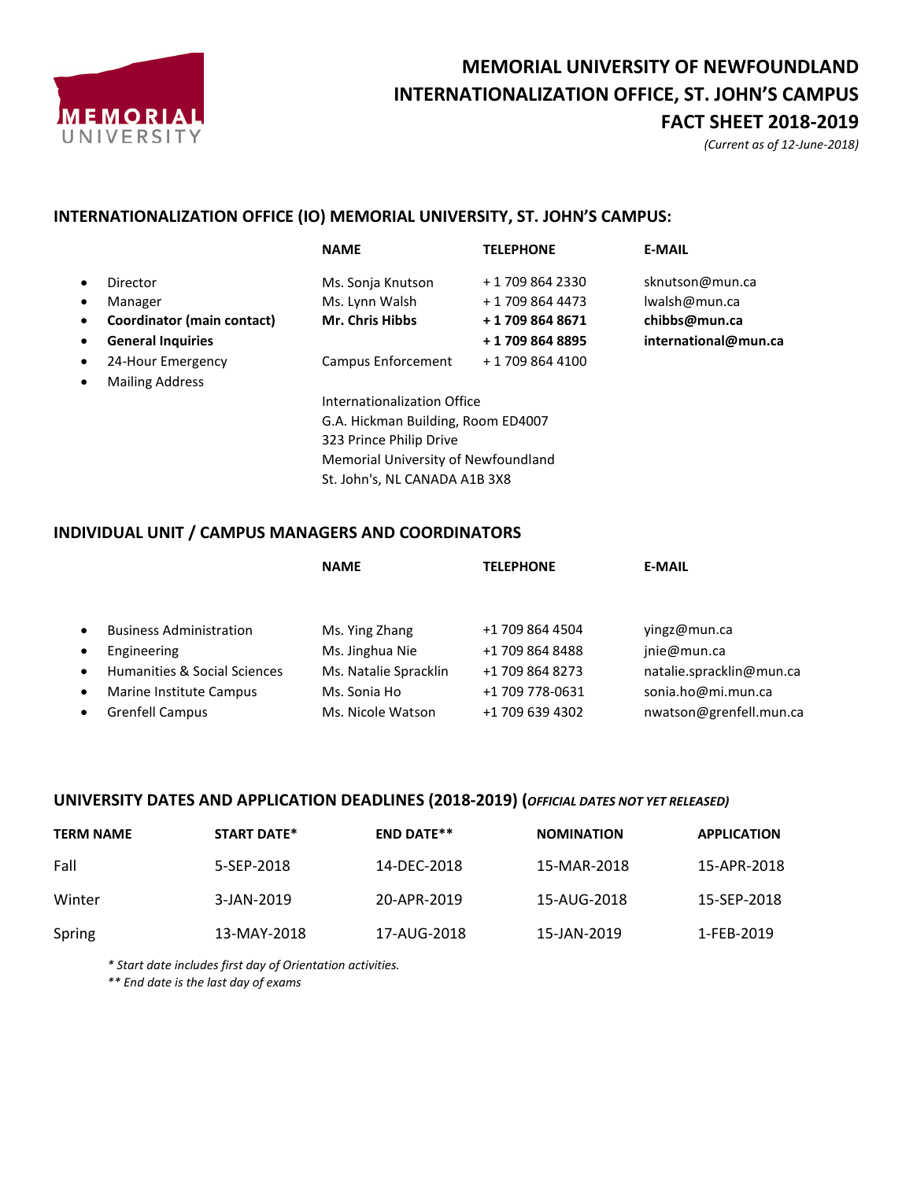# MEMORIAL UNIVERSITY OF NEWFOUNDLAND
# INTERNATIONALIZATION OFFICE, ST. JOHN'S CAMPUS
# FACT SHEET 2018-2019

*(Current as of 12-June-2018)*

## INTERNATIONALIZATION OFFICE (IO) MEMORIAL UNIVERSITY, ST. JOHN'S CAMPUS:

| | NAME | TELEPHONE | E-MAIL |
|---|---|---|---|
| Director | Ms. Sonja Knutson | + 1 709 864 2330 | sknutson@mun.ca |
| Manager | Ms. Lynn Walsh | + 1 709 864 4473 | lwalsh@mun.ca |
| **Coordinator (main contact)** | **Mr. Chris Hibbs** | **+ 1 709 864 8671** | **chibbs@mun.ca** |
| **General Inquiries** | | **+ 1 709 864 8895** | **international@mun.ca** |
| 24-Hour Emergency | Campus Enforcement | + 1 709 864 4100 | |
| Mailing Address | Internationalization Office<br>G.A. Hickman Building, Room ED4007<br>323 Prince Philip Drive<br>Memorial University of Newfoundland<br>St. John's, NL CANADA A1B 3X8 | | |

## INDIVIDUAL UNIT / CAMPUS MANAGERS AND COORDINATORS

| | NAME | TELEPHONE | E-MAIL |
|---|---|---|---|
| Business Administration | Ms. Ying Zhang | +1 709 864 4504 | yingz@mun.ca |
| Engineering | Ms. Jinghua Nie | +1 709 864 8488 | jnie@mun.ca |
| Humanities & Social Sciences | Ms. Natalie Spracklin | +1 709 864 8273 | natalie.spracklin@mun.ca |
| Marine Institute Campus | Ms. Sonia Ho | +1 709 778-0631 | sonia.ho@mi.mun.ca |
| Grenfell Campus | Ms. Nicole Watson | +1 709 639 4302 | nwatson@grenfell.mun.ca |

## UNIVERSITY DATES AND APPLICATION DEADLINES (2018-2019) (*OFFICIAL DATES NOT YET RELEASED)*

| TERM NAME | START DATE* | END DATE** | NOMINATION | APPLICATION |
|---|---|---|---|---|
| Fall | 5-SEP-2018 | 14-DEC-2018 | 15-MAR-2018 | 15-APR-2018 |
| Winter | 3-JAN-2019 | 20-APR-2019 | 15-AUG-2018 | 15-SEP-2018 |
| Spring | 13-MAY-2018 | 17-AUG-2018 | 15-JAN-2019 | 1-FEB-2019 |

*\* Start date includes first day of Orientation activities.*

*\*\* End date is the last day of exams*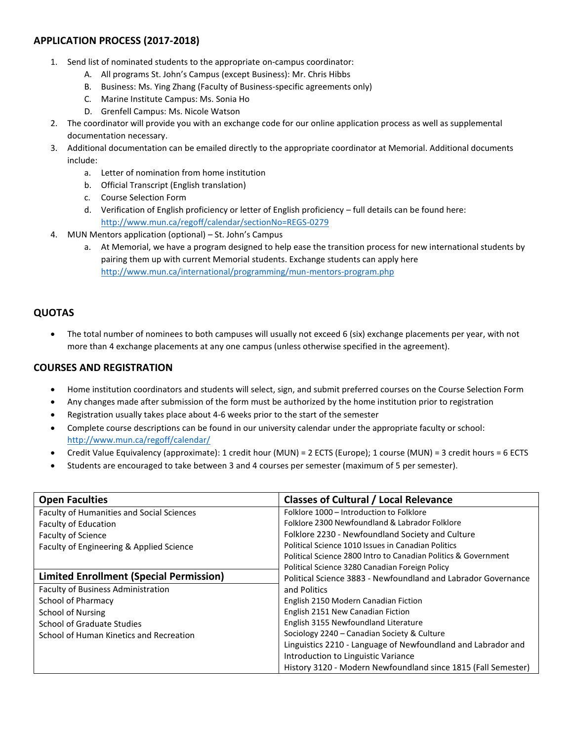## APPLICATION PROCESS (2017-2018)

1. Send list of nominated students to the appropriate on-campus coordinator:
   A. All programs St. John's Campus (except Business): Mr. Chris Hibbs
   B. Business: Ms. Ying Zhang (Faculty of Business-specific agreements only)
   C. Marine Institute Campus: Ms. Sonia Ho
   D. Grenfell Campus: Ms. Nicole Watson
2. The coordinator will provide you with an exchange code for our online application process as well as supplemental documentation necessary.
3. Additional documentation can be emailed directly to the appropriate coordinator at Memorial. Additional documents include:
   a. Letter of nomination from home institution
   b. Official Transcript (English translation)
   c. Course Selection Form
   d. Verification of English proficiency or letter of English proficiency – full details can be found here: http://www.mun.ca/regoff/calendar/sectionNo=REGS-0279
4. MUN Mentors application (optional) – St. John's Campus
   a. At Memorial, we have a program designed to help ease the transition process for new international students by pairing them up with current Memorial students. Exchange students can apply here http://www.mun.ca/international/programming/mun-mentors-program.php

## QUOTAS

- The total number of nominees to both campuses will usually not exceed 6 (six) exchange placements per year, with not more than 4 exchange placements at any one campus (unless otherwise specified in the agreement).

## COURSES AND REGISTRATION

- Home institution coordinators and students will select, sign, and submit preferred courses on the Course Selection Form
- Any changes made after submission of the form must be authorized by the home institution prior to registration
- Registration usually takes place about 4-6 weeks prior to the start of the semester
- Complete course descriptions can be found in our university calendar under the appropriate faculty or school: http://www.mun.ca/regoff/calendar/
- Credit Value Equivalency (approximate): 1 credit hour (MUN) = 2 ECTS (Europe); 1 course (MUN) = 3 credit hours = 6 ECTS
- Students are encouraged to take between 3 and 4 courses per semester (maximum of 5 per semester).

| Open Faculties | Classes of Cultural / Local Relevance |
|---|---|
| Faculty of Humanities and Social Sciences | Folklore 1000 – Introduction to Folklore |
| Faculty of Education | Folklore 2300 Newfoundland & Labrador Folklore |
| Faculty of Science | Folklore 2230 - Newfoundland Society and Culture |
| Faculty of Engineering & Applied Science | Political Science 1010 Issues in Canadian Politics |
| | Political Science 2800 Intro to Canadian Politics & Government |
| | Political Science 3280 Canadian Foreign Policy |
| **Limited Enrollment (Special Permission)** | Political Science 3883 - Newfoundland and Labrador Governance and Politics |
| Faculty of Business Administration | English 2150 Modern Canadian Fiction |
| School of Pharmacy | English 2151 New Canadian Fiction |
| School of Nursing | English 3155 Newfoundland Literature |
| School of Graduate Studies | Sociology 2240 – Canadian Society & Culture |
| School of Human Kinetics and Recreation | Linguistics 2210 - Language of Newfoundland and Labrador and Introduction to Linguistic Variance |
| | History 3120 - Modern Newfoundland since 1815 (Fall Semester) |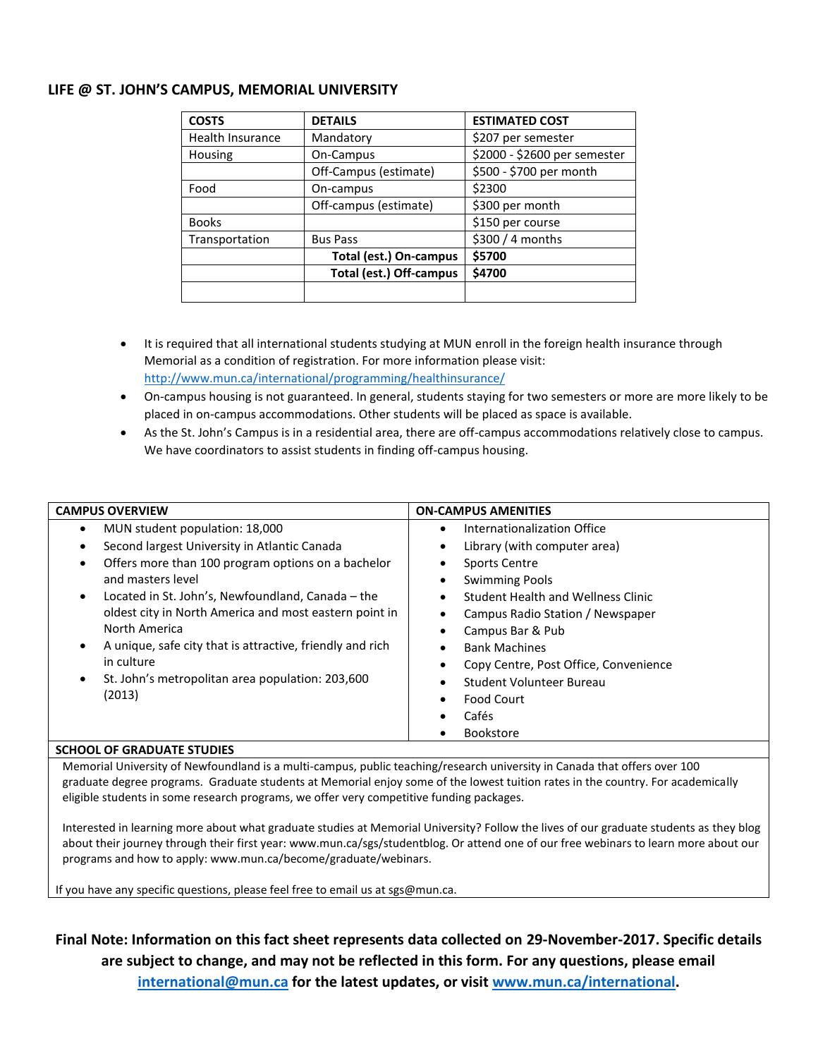## LIFE @ ST. JOHN'S CAMPUS, MEMORIAL UNIVERSITY

| COSTS | DETAILS | ESTIMATED COST |
|---|---|---|
| Health Insurance | Mandatory | $207 per semester |
| Housing | On-Campus | $2000 - $2600 per semester |
| | Off-Campus (estimate) | $500 - $700 per month |
| Food | On-campus | $2300 |
| | Off-campus (estimate) | $300 per month |
| Books | | $150 per course |
| Transportation | Bus Pass | $300 / 4 months |
| | **Total (est.) On-campus** | **$5700** |
| | **Total (est.) Off-campus** | **$4700** |
| | | |

- It is required that all international students studying at MUN enroll in the foreign health insurance through Memorial as a condition of registration. For more information please visit: http://www.mun.ca/international/programming/healthinsurance/
- On-campus housing is not guaranteed. In general, students staying for two semesters or more are more likely to be placed in on-campus accommodations. Other students will be placed as space is available.
- As the St. John's Campus is in a residential area, there are off-campus accommodations relatively close to campus. We have coordinators to assist students in finding off-campus housing.

### CAMPUS OVERVIEW

- MUN student population: 18,000
- Second largest University in Atlantic Canada
- Offers more than 100 program options on a bachelor and masters level
- Located in St. John's, Newfoundland, Canada – the oldest city in North America and most eastern point in North America
- A unique, safe city that is attractive, friendly and rich in culture
- St. John's metropolitan area population: 203,600 (2013)

### ON-CAMPUS AMENITIES

- Internationalization Office
- Library (with computer area)
- Sports Centre
- Swimming Pools
- Student Health and Wellness Clinic
- Campus Radio Station / Newspaper
- Campus Bar & Pub
- Bank Machines
- Copy Centre, Post Office, Convenience
- Student Volunteer Bureau
- Food Court
- Cafés
- Bookstore

### SCHOOL OF GRADUATE STUDIES

Memorial University of Newfoundland is a multi-campus, public teaching/research university in Canada that offers over 100 graduate degree programs. Graduate students at Memorial enjoy some of the lowest tuition rates in the country. For academically eligible students in some research programs, we offer very competitive funding packages.

Interested in learning more about what graduate studies at Memorial University? Follow the lives of our graduate students as they blog about their journey through their first year: www.mun.ca/sgs/studentblog. Or attend one of our free webinars to learn more about our programs and how to apply: www.mun.ca/become/graduate/webinars.

If you have any specific questions, please feel free to email us at sgs@mun.ca.

**Final Note: Information on this fact sheet represents data collected on 29-November-2017. Specific details are subject to change, and may not be reflected in this form. For any questions, please email international@mun.ca for the latest updates, or visit www.mun.ca/international.**